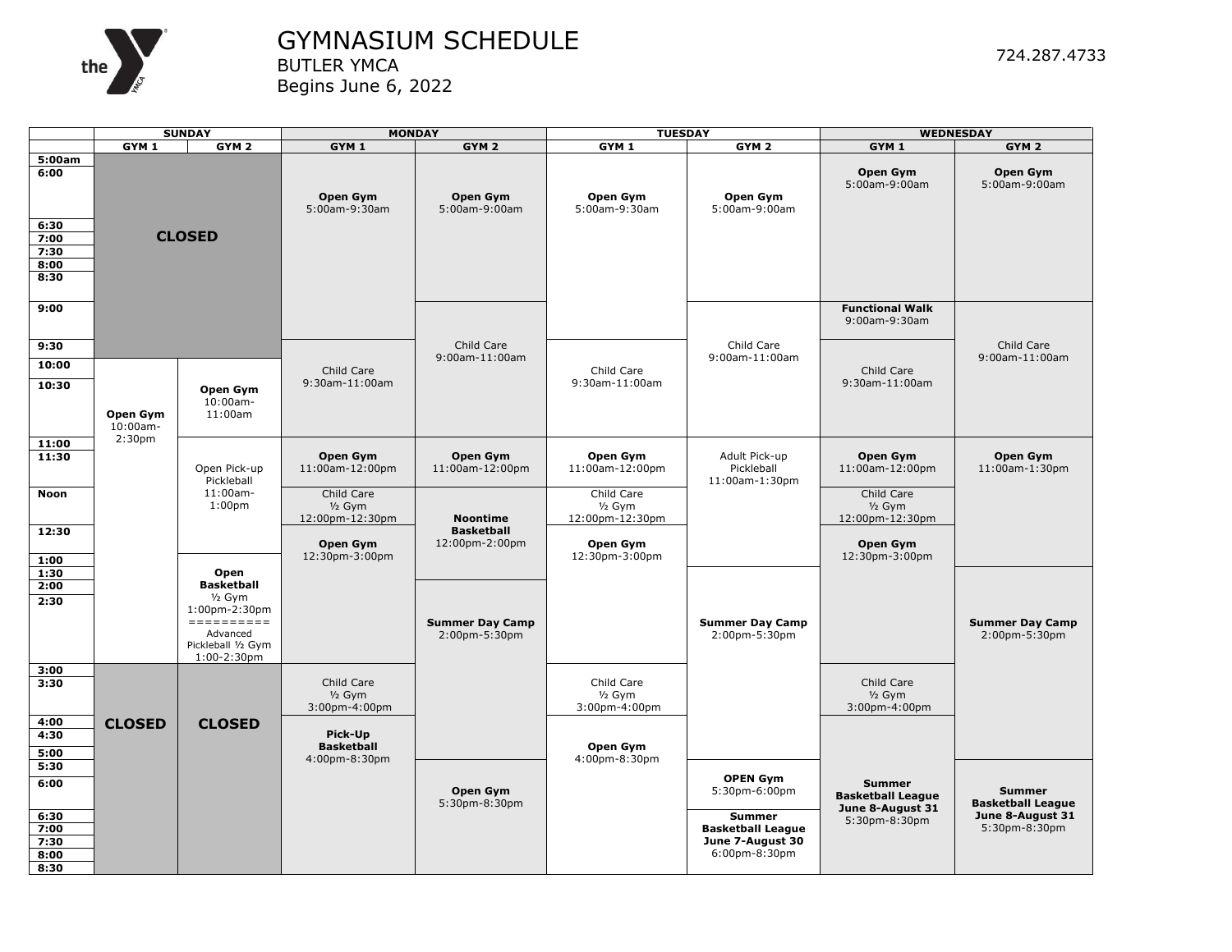# GYMNASIUM SCHEDULE

BUTLER YMCA

Begins June 6, 2022

724.287.4733

| | SUNDAY | | MONDAY | | TUESDAY | | WEDNESDAY | |
|---|---|---|---|---|---|---|---|---|
| | GYM 1 | GYM 2 | GYM 1 | GYM 2 | GYM 1 | GYM 2 | GYM 1 | GYM 2 |
| 5:00am–9:30 | **CLOSED** | **CLOSED** | **Open Gym** 5:00am-9:30am | **Open Gym** 5:00am-9:00am | **Open Gym** 5:00am-9:30am | **Open Gym** 5:00am-9:00am | **Open Gym** 5:00am-9:00am | **Open Gym** 5:00am-9:00am |
| 9:00 | | | | Child Care 9:00am-11:00am | | Child Care 9:00am-11:00am | **Functional Walk** 9:00am-9:30am | Child Care 9:00am-11:00am |
| 9:30 | | | Child Care 9:30am-11:00am | | Child Care 9:30am-11:00am | | Child Care 9:30am-11:00am | |
| 10:00 | **Open Gym** 10:00am-2:30pm | **Open Gym** 10:00am-11:00am | | | | | | |
| 11:00 | | Open Pick-up Pickleball 11:00am-1:00pm | **Open Gym** 11:00am-12:00pm | **Open Gym** 11:00am-12:00pm | **Open Gym** 11:00am-12:00pm | Adult Pick-up Pickleball 11:00am-1:30pm | **Open Gym** 11:00am-12:00pm | **Open Gym** 11:00am-1:30pm |
| Noon | | | Child Care ½ Gym 12:00pm-12:30pm | **Noontime Basketball** 12:00pm-2:00pm | Child Care ½ Gym 12:00pm-12:30pm | | Child Care ½ Gym 12:00pm-12:30pm | |
| 12:30 | | | **Open Gym** 12:30pm-3:00pm | | **Open Gym** 12:30pm-3:00pm | | **Open Gym** 12:30pm-3:00pm | |
| 1:00 | | **Open Basketball** ½ Gym 1:00pm-2:30pm ========== Advanced Pickleball ½ Gym 1:00-2:30pm | | | | | | |
| 1:30 | | | | | | **Summer Day Camp** 2:00pm-5:30pm | | **Summer Day Camp** 2:00pm-5:30pm |
| 2:00 | | | | **Summer Day Camp** 2:00pm-5:30pm | | | | |
| 3:00 | **CLOSED** | **CLOSED** | Child Care ½ Gym 3:00pm-4:00pm | | Child Care ½ Gym 3:00pm-4:00pm | | Child Care ½ Gym 3:00pm-4:00pm | |
| 4:00 | | | **Pick-Up Basketball** 4:00pm-8:30pm | | **Open Gym** 4:00pm-8:30pm | | | |
| 5:30 | | | | **Open Gym** 5:30pm-8:30pm | | **OPEN Gym** 5:30pm-6:00pm | **Summer Basketball League June 8-August 31** 5:30pm-8:30pm | **Summer Basketball League June 8-August 31** 5:30pm-8:30pm |
| 6:00–8:30 | | | | | | **Summer Basketball League June 7-August 30** 6:00pm-8:30pm | | |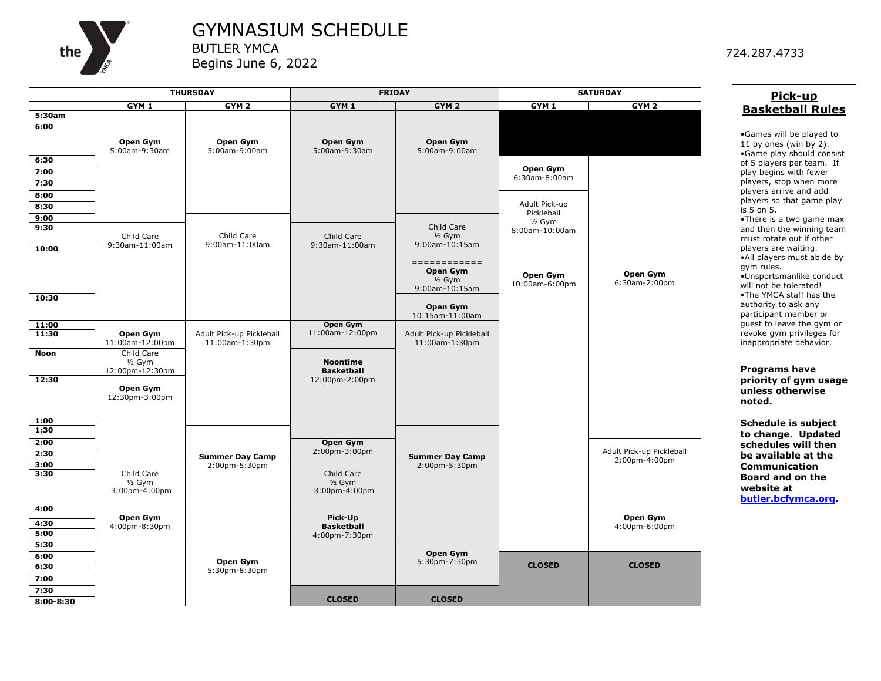# GYMNASIUM SCHEDULE

BUTLER YMCA

Begins June 6, 2022

724.287.4733

| | THURSDAY | | FRIDAY | | SATURDAY | |
|---|---|---|---|---|---|---|
| | GYM 1 | GYM 2 | GYM 1 | GYM 2 | GYM 1 | GYM 2 |
| 5:30am | | | | | | |
| 6:00 | **Open Gym** 5:00am-9:30am | **Open Gym** 5:00am-9:00am | **Open Gym** 5:00am-9:30am | **Open Gym** 5:00am-9:00am | | |
| 6:30 | | | | | **Open Gym** 6:30am-8:00am | **Open Gym** 6:30am-2:00pm |
| 7:00 | | | | | | |
| 7:30 | | | | | | |
| 8:00 | | | | | Adult Pick-up Pickleball ½ Gym 8:00am-10:00am | |
| 8:30 | | | | | | |
| 9:00 | | Child Care 9:00am-11:00am | | Child Care ½ Gym 9:00am-10:15am ============ **Open Gym** ½ Gym 9:00am-10:15am | | |
| 9:30 | Child Care 9:30am-11:00am | | Child Care 9:30am-11:00am | | | |
| 10:00 | | | | | **Open Gym** 10:00am-6:00pm | |
| 10:30 | | | | **Open Gym** 10:15am-11:00am | | |
| 11:00 | **Open Gym** 11:00am-12:00pm | Adult Pick-up Pickleball 11:00am-1:30pm | **Open Gym** 11:00am-12:00pm | Adult Pick-up Pickleball 11:00am-1:30pm | | |
| 11:30 | | | | | | |
| Noon | Child Care ½ Gym 12:00pm-12:30pm | | **Noontime Basketball** 12:00pm-2:00pm | | | |
| 12:30 | **Open Gym** 12:30pm-3:00pm | | | | | |
| 1:00 | | | | | | |
| 1:30 | | **Summer Day Camp** 2:00pm-5:30pm | | **Summer Day Camp** 2:00pm-5:30pm | | |
| 2:00 | | | **Open Gym** 2:00pm-3:00pm | | | Adult Pick-up Pickleball 2:00pm-4:00pm |
| 2:30 | | | | | | |
| 3:00 | Child Care ½ Gym 3:00pm-4:00pm | | Child Care ½ Gym 3:00pm-4:00pm | | | |
| 3:30 | | | | | | |
| 4:00 | **Open Gym** 4:00pm-8:30pm | | **Pick-Up Basketball** 4:00pm-7:30pm | | | **Open Gym** 4:00pm-6:00pm |
| 4:30 | | | | | | |
| 5:00 | | | | | | |
| 5:30 | | **Open Gym** 5:30pm-8:30pm | | **Open Gym** 5:30pm-7:30pm | | |
| 6:00 | | | | | **CLOSED** | **CLOSED** |
| 6:30 | | | | | | |
| 7:00 | | | | | | |
| 7:30 | | | **CLOSED** | **CLOSED** | | |
| 8:00-8:30 | | | | | | |

## Pick-up Basketball Rules

- Games will be played to 11 by ones (win by 2).
- Game play should consist of 5 players per team. If play begins with fewer players, stop when more players arrive and add players so that game play is 5 on 5.
- There is a two game max and then the winning team must rotate out if other players are waiting.
- All players must abide by gym rules.
- Unsportsmanlike conduct will not be tolerated!
- The YMCA staff has the authority to ask any participant member or guest to leave the gym or revoke gym privileges for inappropriate behavior.

**Programs have priority of gym usage unless otherwise noted.**

**Schedule is subject to change. Updated schedules will then be available at the Communication Board and on the website at butler.bcfymca.org.**